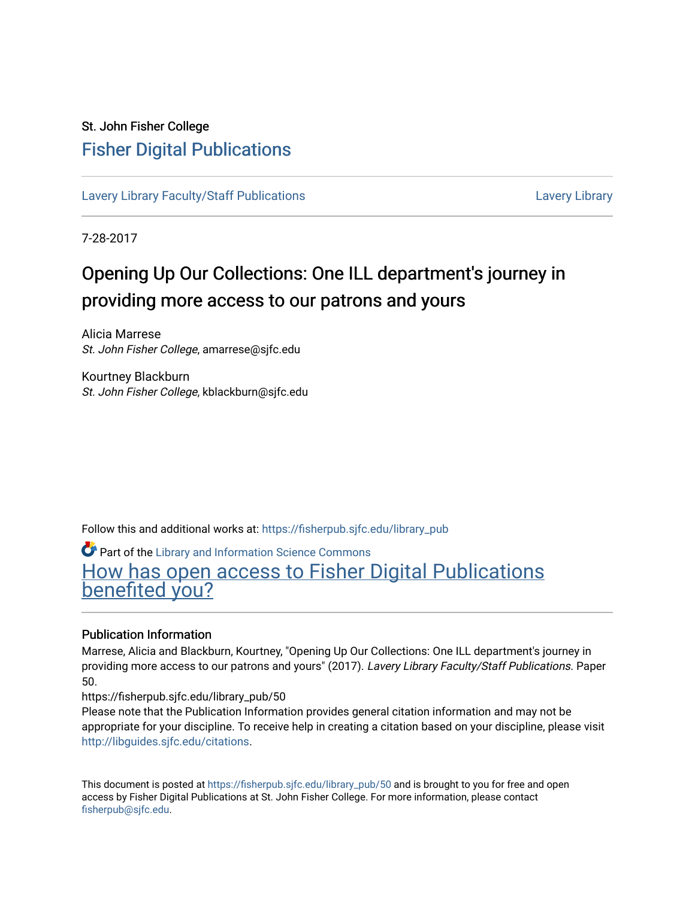St. John Fisher College

# Fisher Digital Publications

Lavery Library Faculty/Staff Publications | Lavery Library

7-28-2017

## Opening Up Our Collections: One ILL department's journey in providing more access to our patrons and yours

Alicia Marrese
*St. John Fisher College*, amarrese@sjfc.edu

Kourtney Blackburn
*St. John Fisher College*, kblackburn@sjfc.edu

Follow this and additional works at: https://fisherpub.sjfc.edu/library_pub

Part of the Library and Information Science Commons

How has open access to Fisher Digital Publications benefited you?

### Publication Information

Marrese, Alicia and Blackburn, Kourtney, "Opening Up Our Collections: One ILL department's journey in providing more access to our patrons and yours" (2017). *Lavery Library Faculty/Staff Publications.* Paper 50.
https://fisherpub.sjfc.edu/library_pub/50
Please note that the Publication Information provides general citation information and may not be appropriate for your discipline. To receive help in creating a citation based on your discipline, please visit http://libguides.sjfc.edu/citations.

This document is posted at https://fisherpub.sjfc.edu/library_pub/50 and is brought to you for free and open access by Fisher Digital Publications at St. John Fisher College. For more information, please contact fisherpub@sjfc.edu.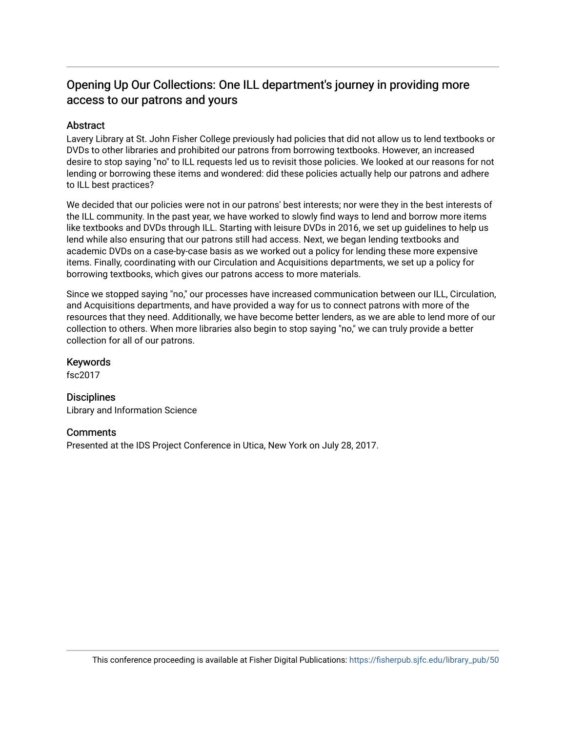# Opening Up Our Collections: One ILL department's journey in providing more access to our patrons and yours

## Abstract

Lavery Library at St. John Fisher College previously had policies that did not allow us to lend textbooks or DVDs to other libraries and prohibited our patrons from borrowing textbooks. However, an increased desire to stop saying "no" to ILL requests led us to revisit those policies. We looked at our reasons for not lending or borrowing these items and wondered: did these policies actually help our patrons and adhere to ILL best practices?

We decided that our policies were not in our patrons' best interests; nor were they in the best interests of the ILL community. In the past year, we have worked to slowly find ways to lend and borrow more items like textbooks and DVDs through ILL. Starting with leisure DVDs in 2016, we set up guidelines to help us lend while also ensuring that our patrons still had access. Next, we began lending textbooks and academic DVDs on a case-by-case basis as we worked out a policy for lending these more expensive items. Finally, coordinating with our Circulation and Acquisitions departments, we set up a policy for borrowing textbooks, which gives our patrons access to more materials.

Since we stopped saying "no," our processes have increased communication between our ILL, Circulation, and Acquisitions departments, and have provided a way for us to connect patrons with more of the resources that they need. Additionally, we have become better lenders, as we are able to lend more of our collection to others. When more libraries also begin to stop saying "no," we can truly provide a better collection for all of our patrons.

## Keywords

fsc2017

## Disciplines

Library and Information Science

## Comments

Presented at the IDS Project Conference in Utica, New York on July 28, 2017.

This conference proceeding is available at Fisher Digital Publications: https://fisherpub.sjfc.edu/library_pub/50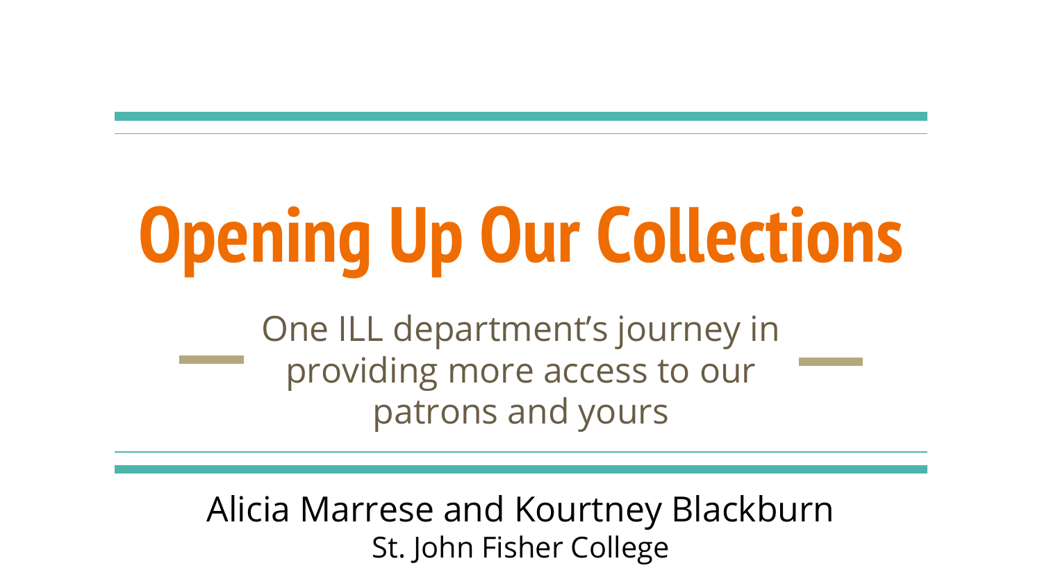# Opening Up Our Collections

One ILL department's journey in providing more access to our patrons and yours

Alicia Marrese and Kourtney Blackburn

St. John Fisher College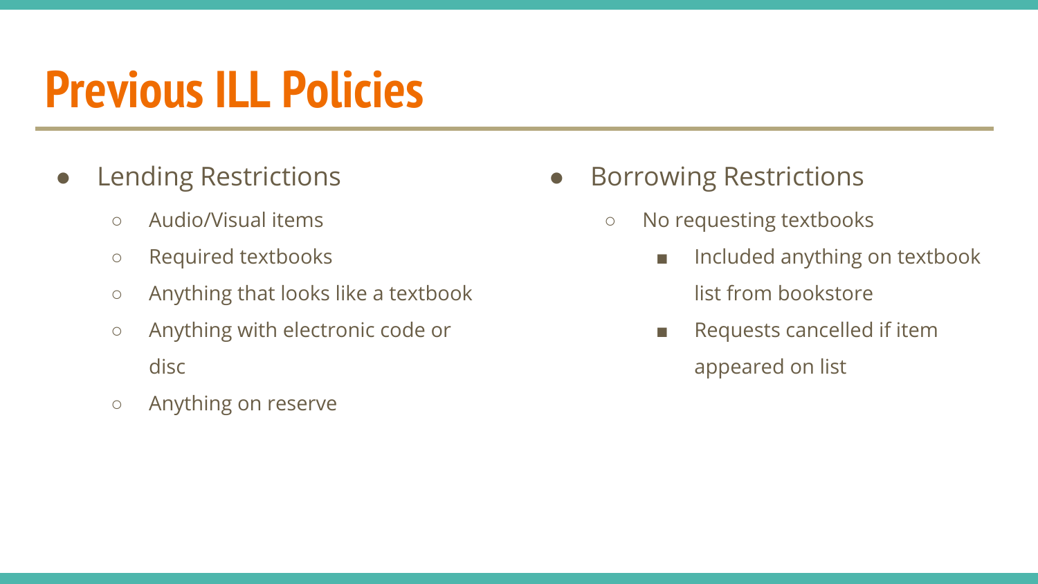# Previous ILL Policies

- Lending Restrictions
  - Audio/Visual items
  - Required textbooks
  - Anything that looks like a textbook
  - Anything with electronic code or disc
  - Anything on reserve
- Borrowing Restrictions
  - No requesting textbooks
    - Included anything on textbook list from bookstore
    - Requests cancelled if item appeared on list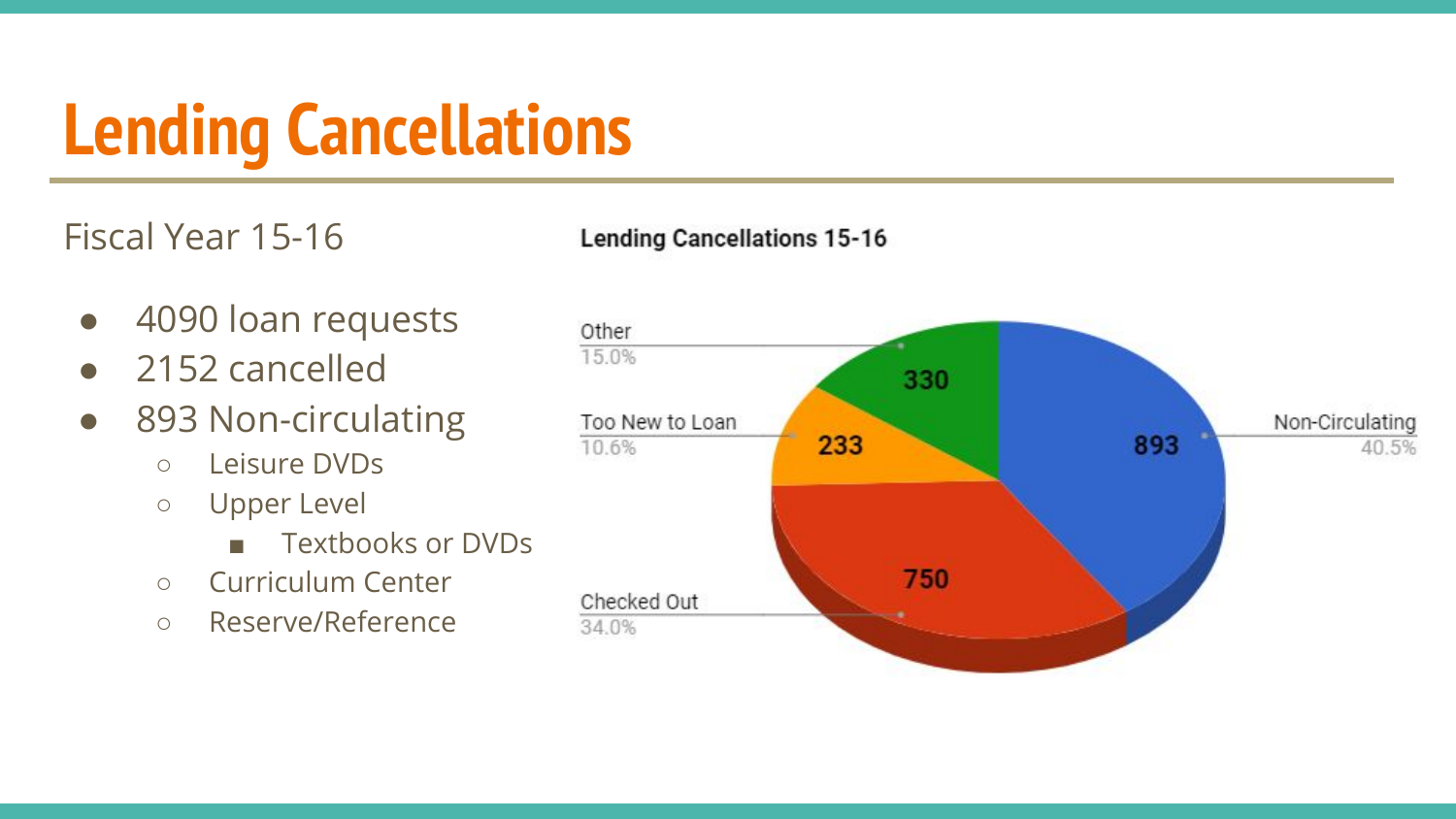# Lending Cancellations

Fiscal Year 15-16

- 4090 loan requests
- 2152 cancelled
- 893 Non-circulating
  - Leisure DVDs
  - Upper Level
    - Textbooks or DVDs
  - Curriculum Center
  - Reserve/Reference

**Lending Cancellations 15-16**

| Category | Count | Percentage |
| --- | --- | --- |
| Non-Circulating | 893 | 40.5% |
| Checked Out | 750 | 34.0% |
| Too New to Loan | 233 | 10.6% |
| Other | 330 | 15.0% |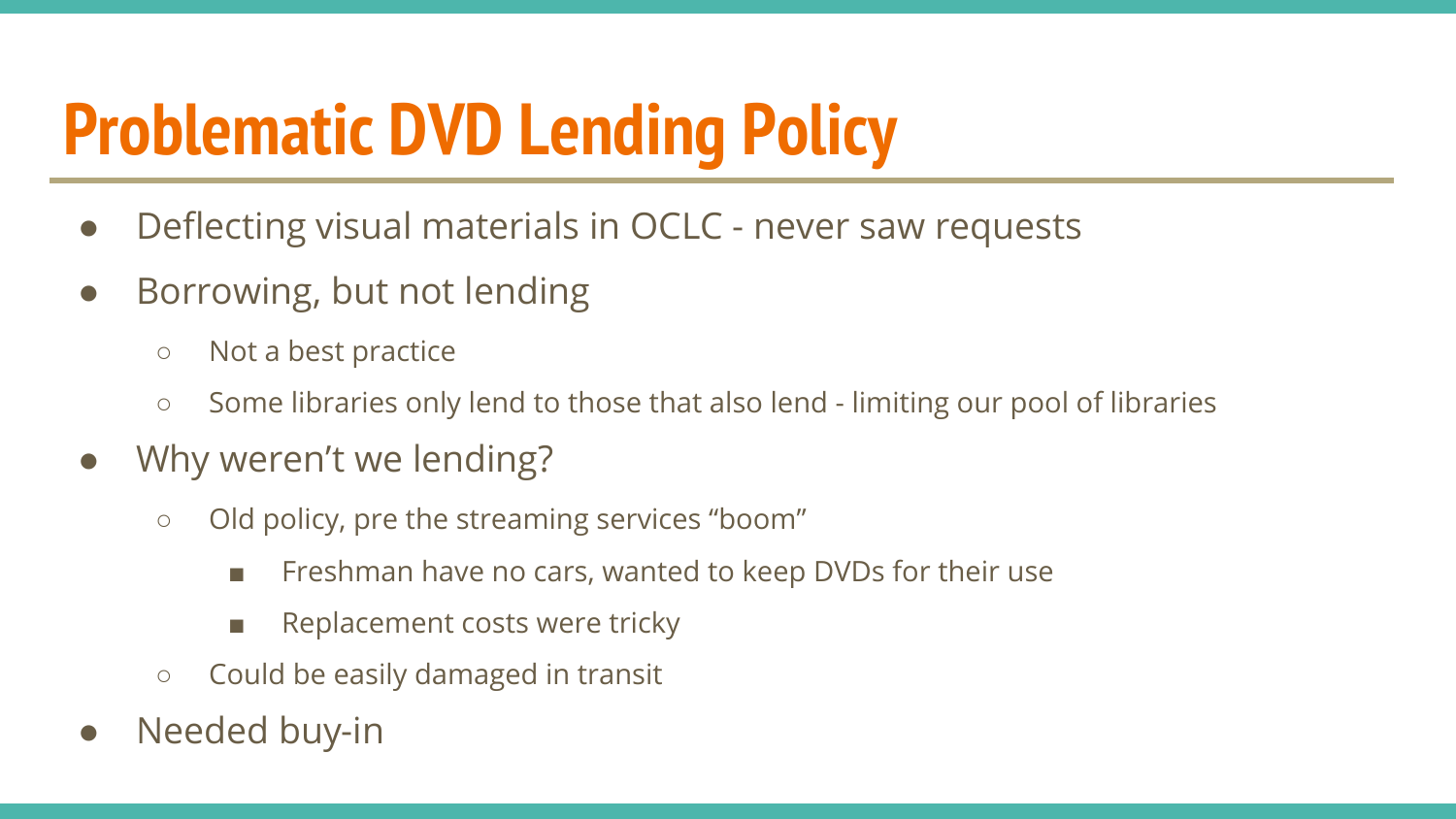# Problematic DVD Lending Policy

- Deflecting visual materials in OCLC - never saw requests
- Borrowing, but not lending
  - Not a best practice
  - Some libraries only lend to those that also lend - limiting our pool of libraries
- Why weren't we lending?
  - Old policy, pre the streaming services "boom"
    - Freshman have no cars, wanted to keep DVDs for their use
    - Replacement costs were tricky
  - Could be easily damaged in transit
- Needed buy-in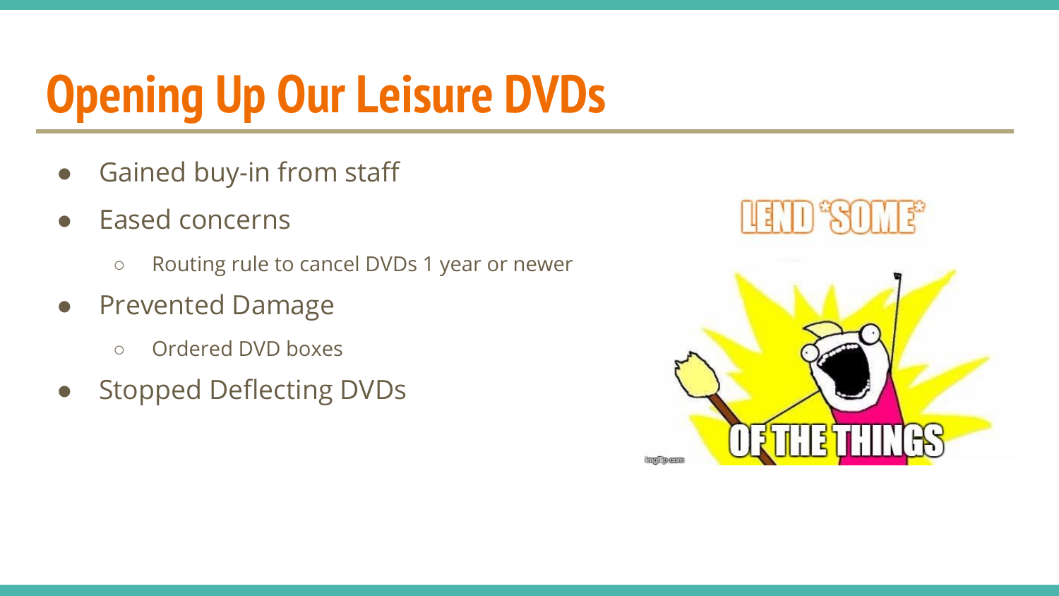# Opening Up Our Leisure DVDs

- Gained buy-in from staff
- Eased concerns
  - Routing rule to cancel DVDs 1 year or newer
- Prevented Damage
  - Ordered DVD boxes
- Stopped Deflecting DVDs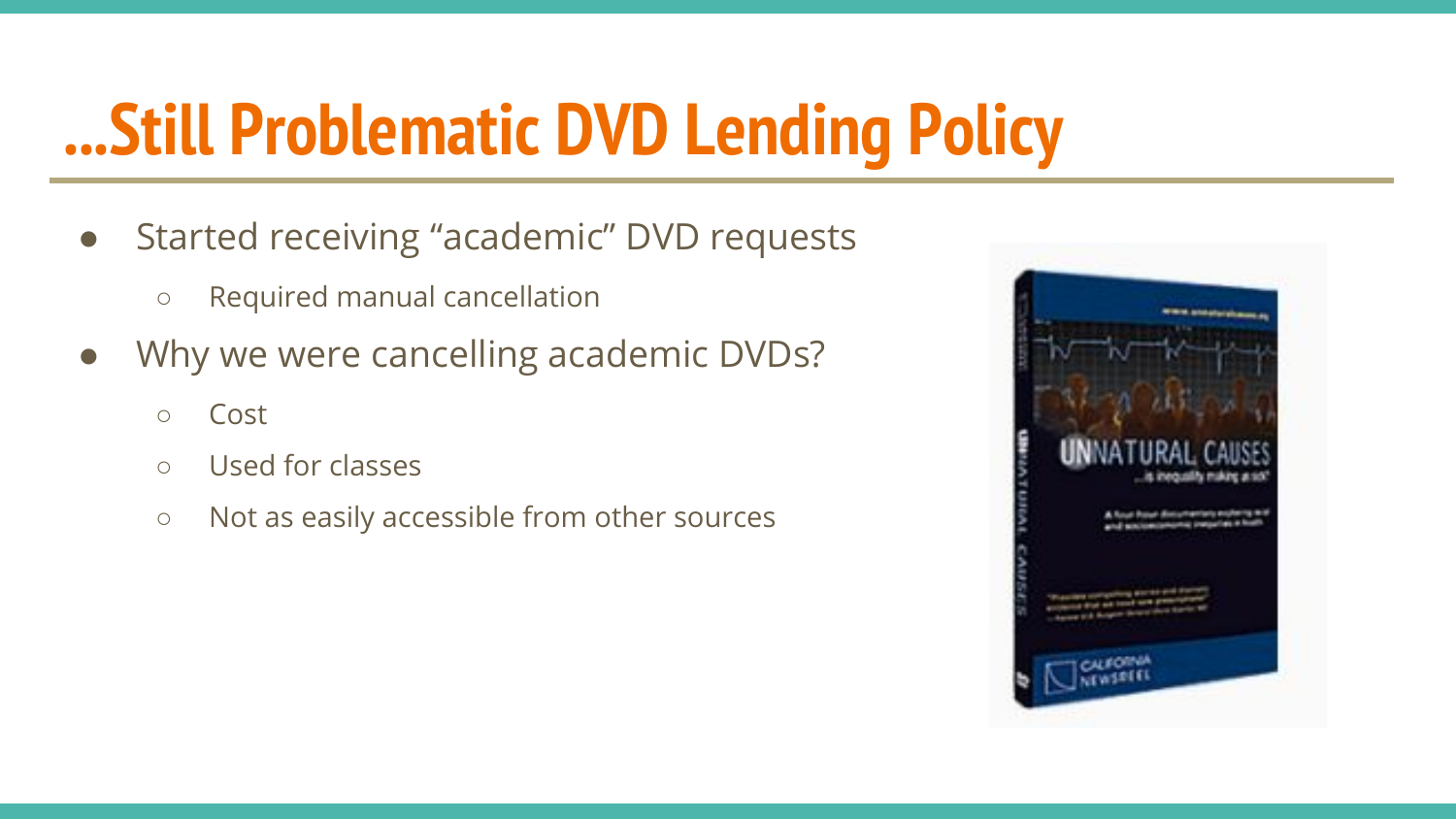# ...Still Problematic DVD Lending Policy

- Started receiving "academic" DVD requests
  - Required manual cancellation
- Why we were cancelling academic DVDs?
  - Cost
  - Used for classes
  - Not as easily accessible from other sources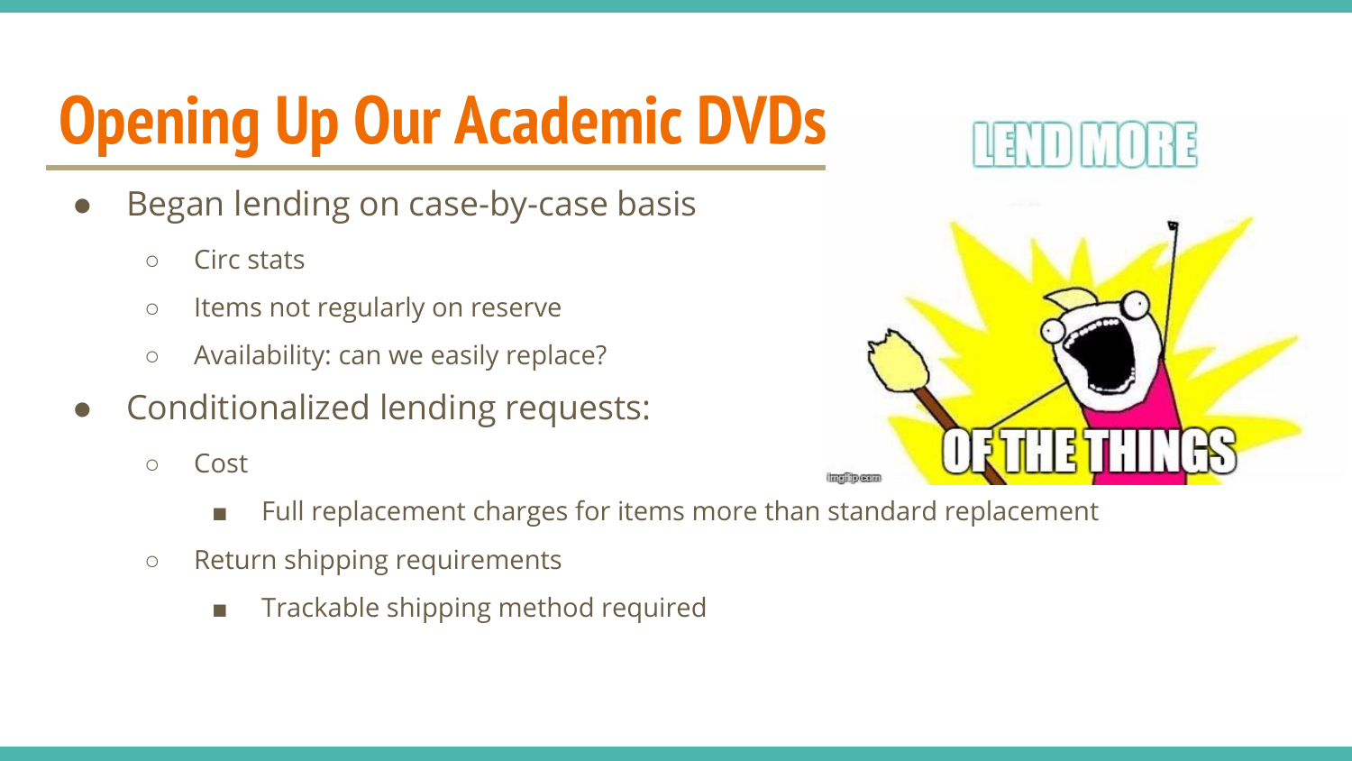# Opening Up Our Academic DVDs

- Began lending on case-by-case basis
  - Circ stats
  - Items not regularly on reserve
  - Availability: can we easily replace?
- Conditionalized lending requests:
  - Cost
    - Full replacement charges for items more than standard replacement
  - Return shipping requirements
    - Trackable shipping method required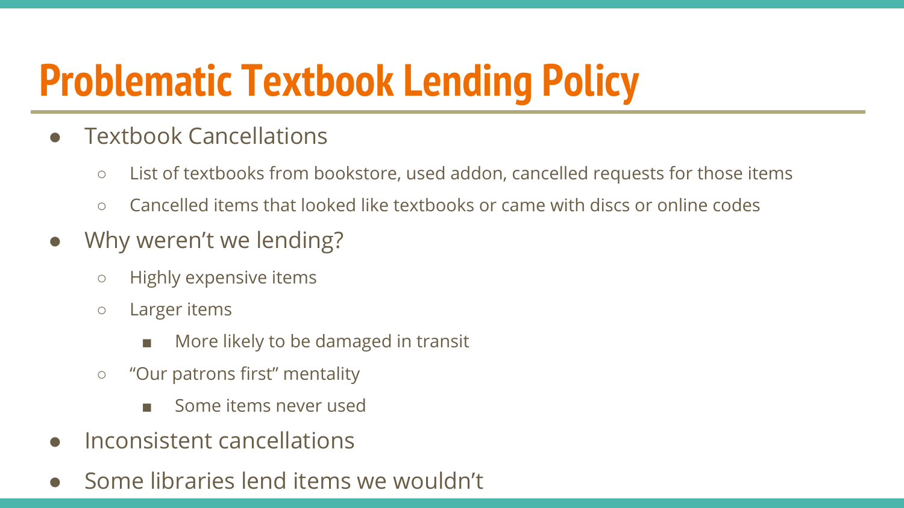# Problematic Textbook Lending Policy

- Textbook Cancellations
  - List of textbooks from bookstore, used addon, cancelled requests for those items
  - Cancelled items that looked like textbooks or came with discs or online codes
- Why weren't we lending?
  - Highly expensive items
  - Larger items
    - More likely to be damaged in transit
  - "Our patrons first" mentality
    - Some items never used
- Inconsistent cancellations
- Some libraries lend items we wouldn't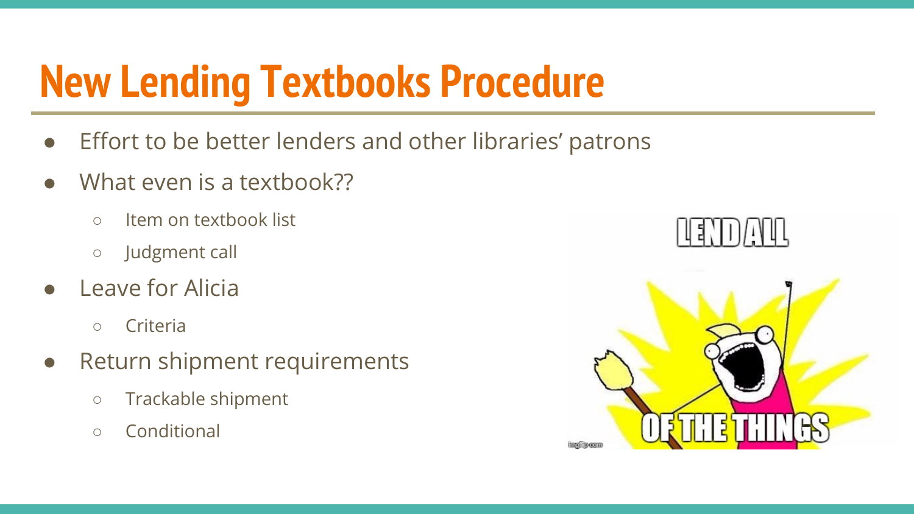# New Lending Textbooks Procedure

- Effort to be better lenders and other libraries' patrons
- What even is a textbook??
  - Item on textbook list
  - Judgment call
- Leave for Alicia
  - Criteria
- Return shipment requirements
  - Trackable shipment
  - Conditional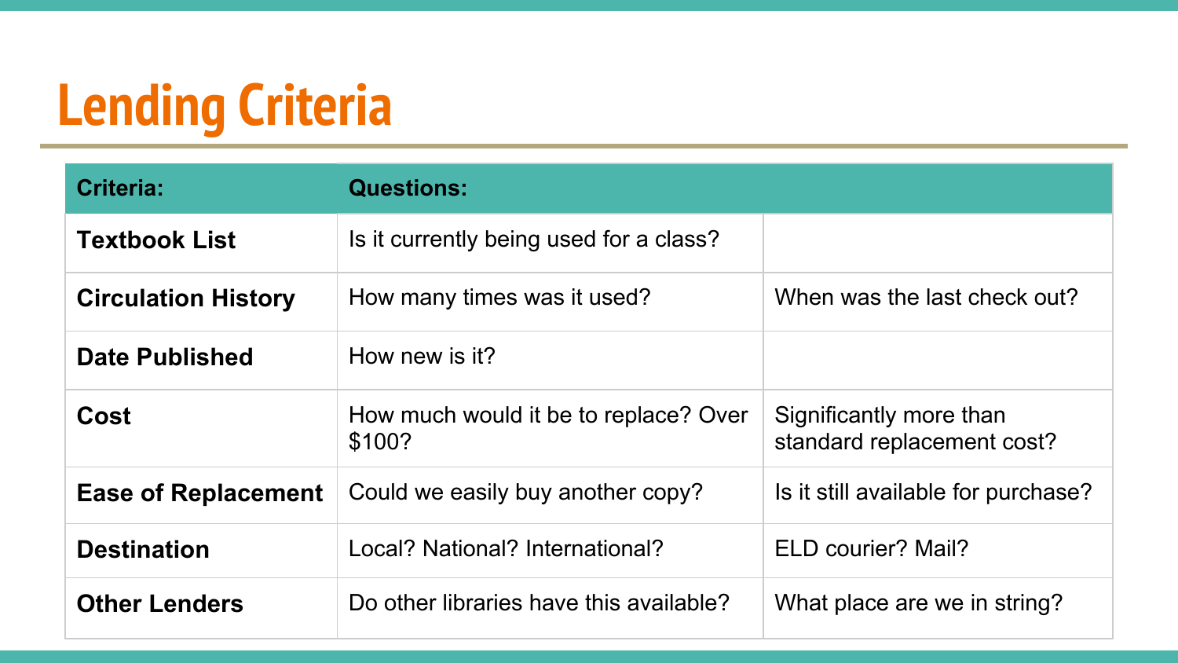# Lending Criteria

| Criteria: | Questions: | |
|---|---|---|
| **Textbook List** | Is it currently being used for a class? | |
| **Circulation History** | How many times was it used? | When was the last check out? |
| **Date Published** | How new is it? | |
| **Cost** | How much would it be to replace? Over $100? | Significantly more than standard replacement cost? |
| **Ease of Replacement** | Could we easily buy another copy? | Is it still available for purchase? |
| **Destination** | Local? National? International? | ELD courier? Mail? |
| **Other Lenders** | Do other libraries have this available? | What place are we in string? |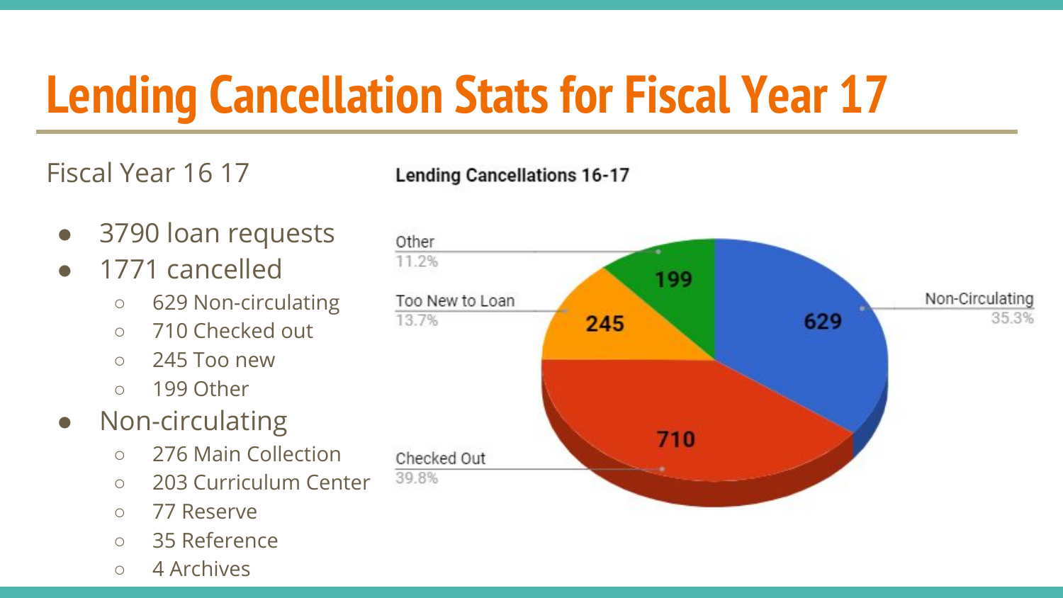# Lending Cancellation Stats for Fiscal Year 17

Fiscal Year 16 17

- 3790 loan requests
- 1771 cancelled
  - 629 Non-circulating
  - 710 Checked out
  - 245 Too new
  - 199 Other
- Non-circulating
  - 276 Main Collection
  - 203 Curriculum Center
  - 77 Reserve
  - 35 Reference
  - 4 Archives

**Lending Cancellations 16-17**

| Category | Count | Percentage |
| --- | --- | --- |
| Checked Out | 710 | 39.8% |
| Non-Circulating | 629 | 35.3% |
| Too New to Loan | 245 | 13.7% |
| Other | 199 | 11.2% |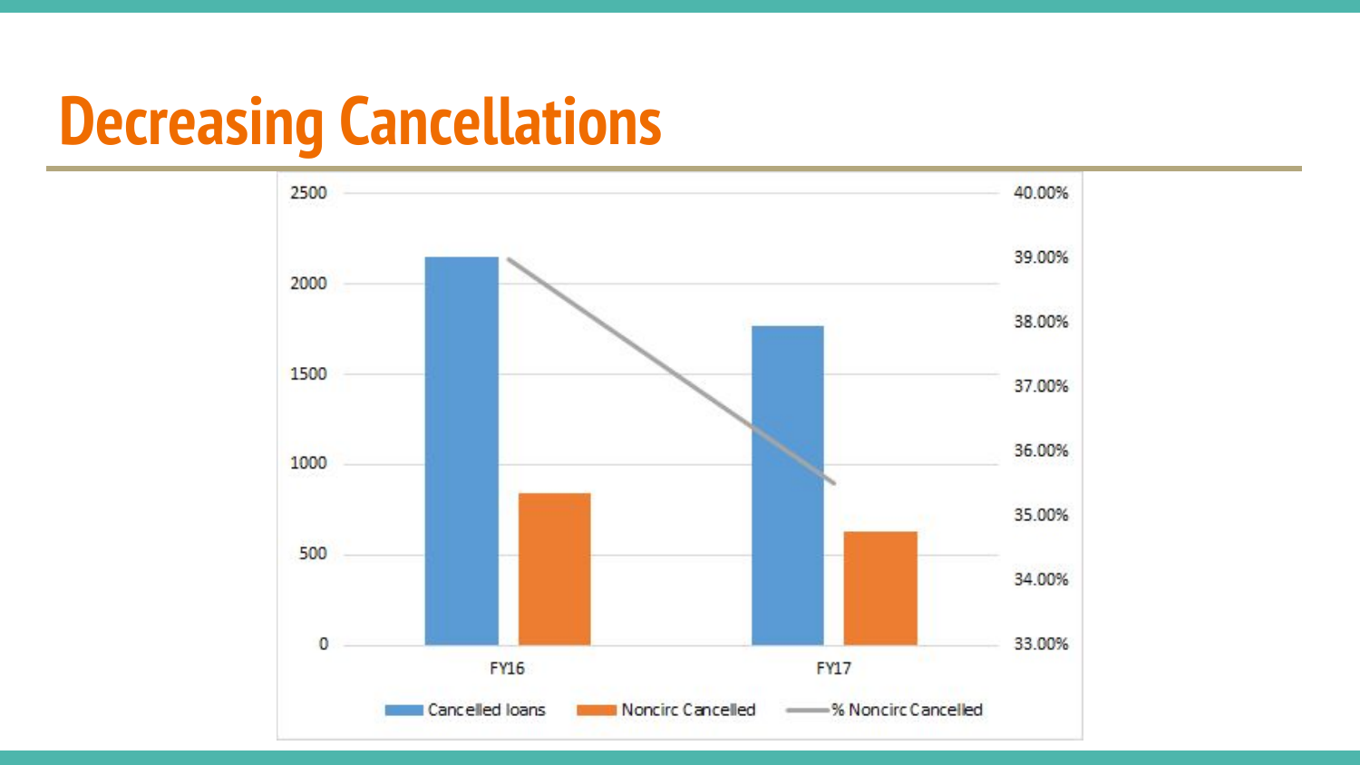# Decreasing Cancellations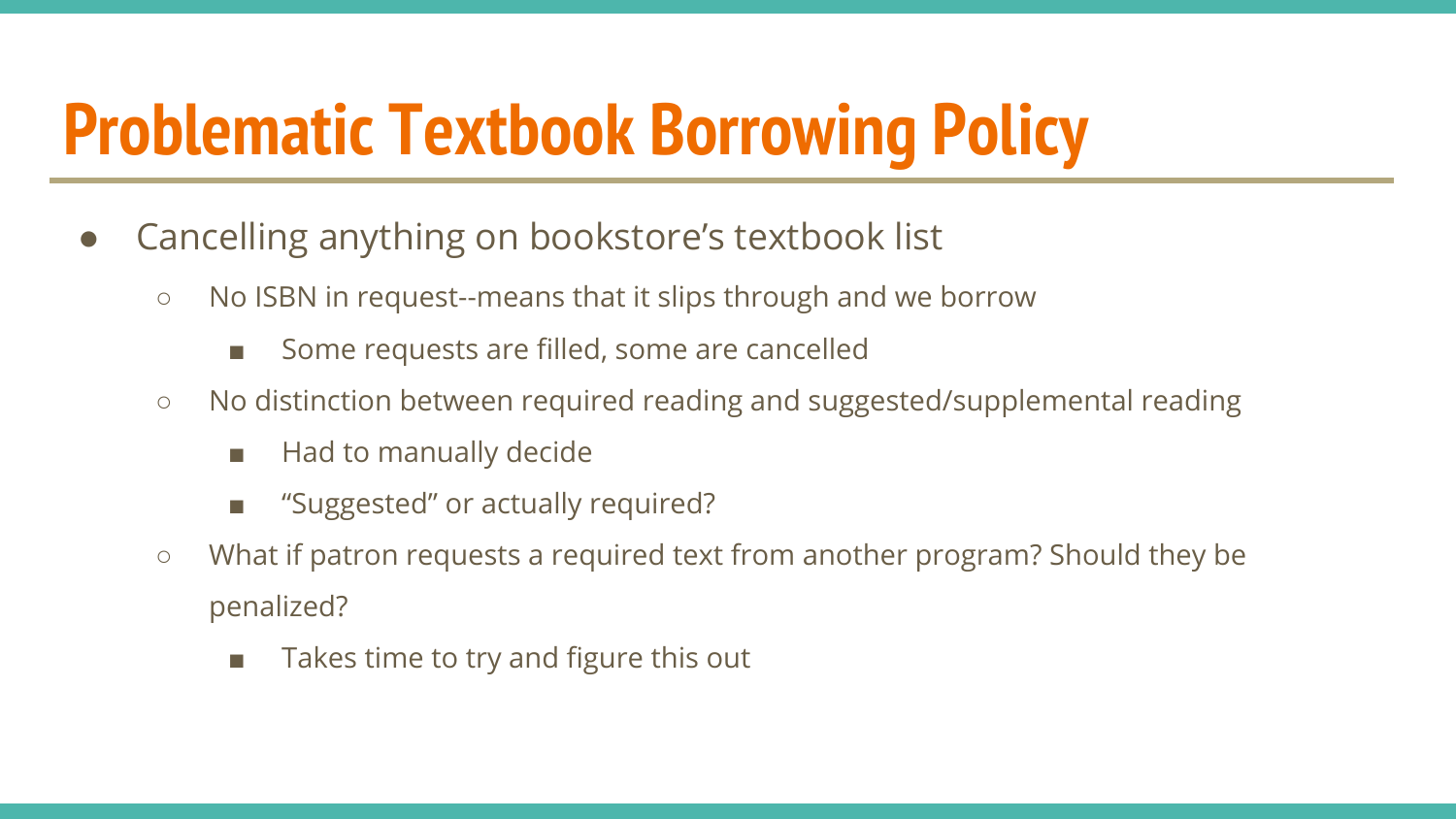# Problematic Textbook Borrowing Policy

- Cancelling anything on bookstore's textbook list
  - No ISBN in request--means that it slips through and we borrow
    - Some requests are filled, some are cancelled
  - No distinction between required reading and suggested/supplemental reading
    - Had to manually decide
    - "Suggested" or actually required?
  - What if patron requests a required text from another program? Should they be penalized?
    - Takes time to try and figure this out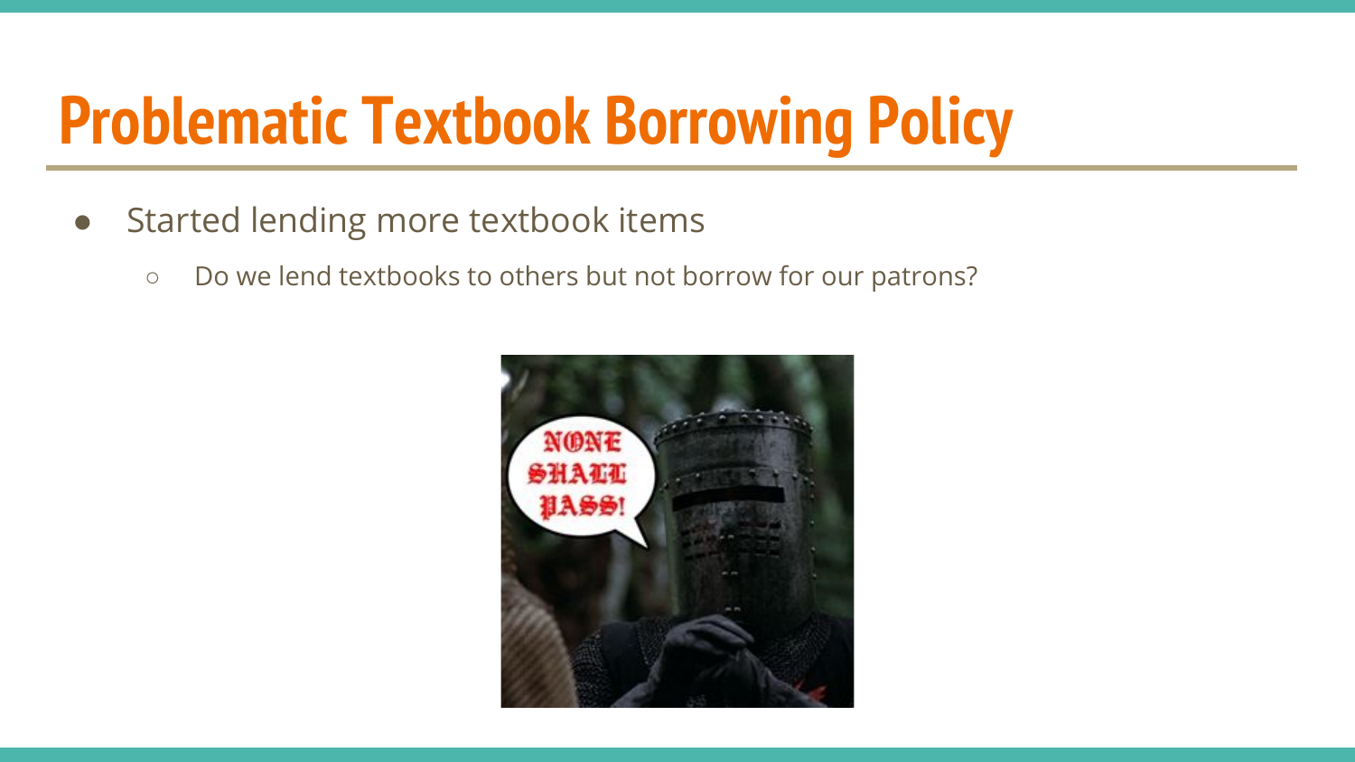# Problematic Textbook Borrowing Policy

- Started lending more textbook items
  - Do we lend textbooks to others but not borrow for our patrons?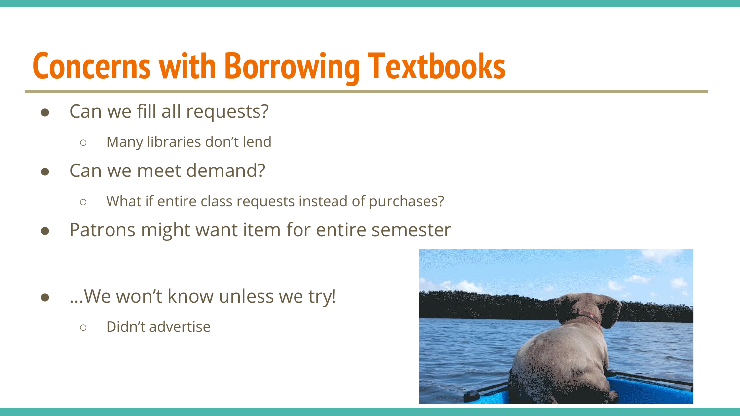# Concerns with Borrowing Textbooks

- Can we fill all requests?
  - Many libraries don't lend
- Can we meet demand?
  - What if entire class requests instead of purchases?
- Patrons might want item for entire semester

- ...We won't know unless we try!
  - Didn't advertise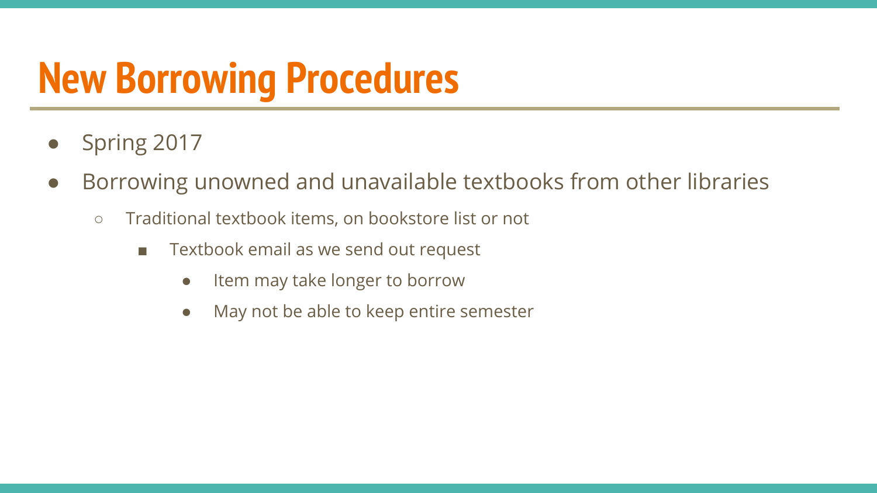# New Borrowing Procedures

- Spring 2017
- Borrowing unowned and unavailable textbooks from other libraries
  - Traditional textbook items, on bookstore list or not
    - Textbook email as we send out request
      - Item may take longer to borrow
      - May not be able to keep entire semester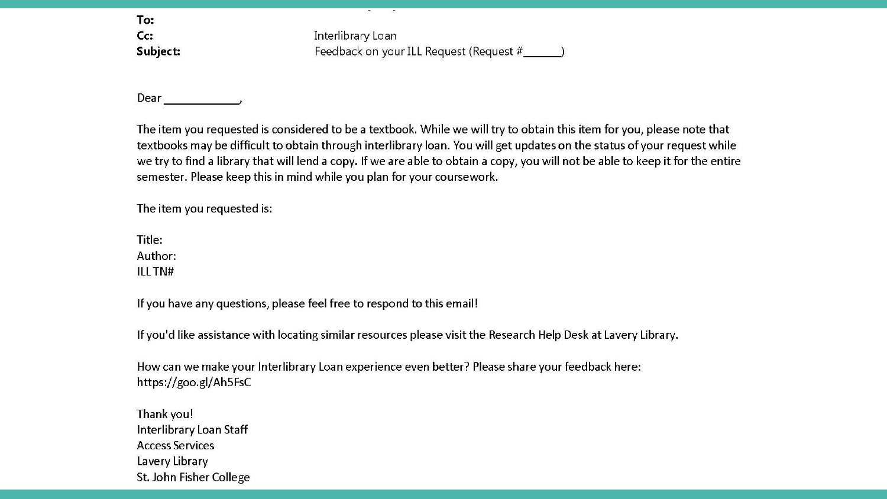**To:**
**Cc:** Interlibrary Loan
**Subject:** Feedback on your ILL Request (Request #______)

Dear ____________,

The item you requested is considered to be a textbook. While we will try to obtain this item for you, please note that textbooks may be difficult to obtain through interlibrary loan. You will get updates on the status of your request while we try to find a library that will lend a copy. If we are able to obtain a copy, you will not be able to keep it for the entire semester. Please keep this in mind while you plan for your coursework.

The item you requested is:

Title:
Author:
ILL TN#

If you have any questions, please feel free to respond to this email!

If you'd like assistance with locating similar resources please visit the Research Help Desk at Lavery Library.

How can we make your Interlibrary Loan experience even better? Please share your feedback here:
https://goo.gl/Ah5FsC

Thank you!
Interlibrary Loan Staff
Access Services
Lavery Library
St. John Fisher College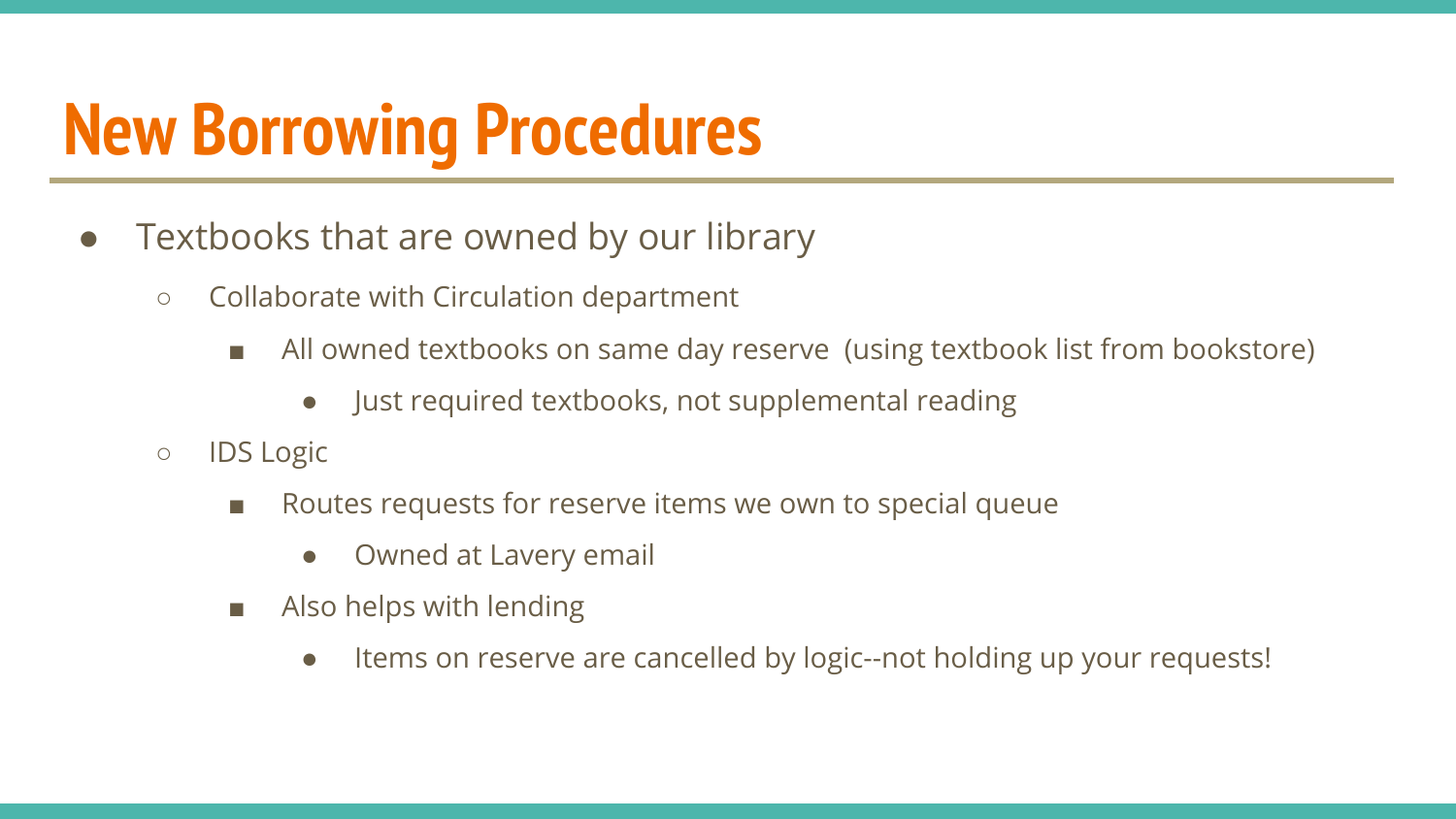# New Borrowing Procedures

- Textbooks that are owned by our library
  - Collaborate with Circulation department
    - All owned textbooks on same day reserve (using textbook list from bookstore)
      - Just required textbooks, not supplemental reading
  - IDS Logic
    - Routes requests for reserve items we own to special queue
      - Owned at Lavery email
    - Also helps with lending
      - Items on reserve are cancelled by logic--not holding up your requests!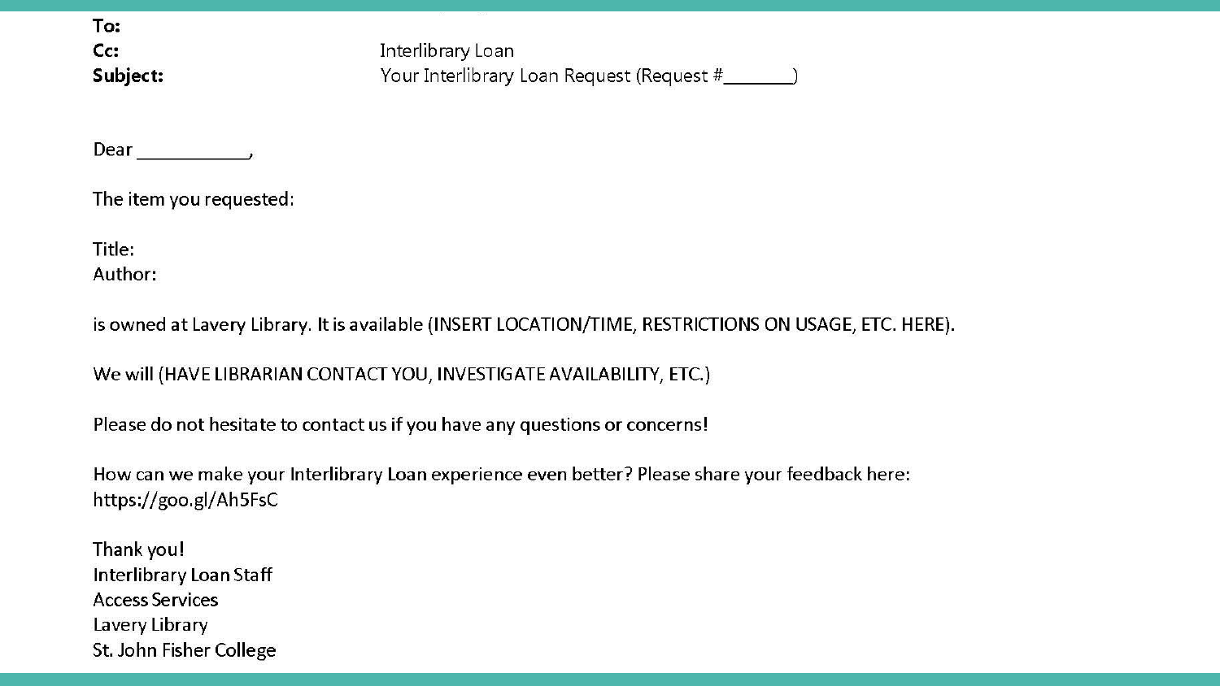**To:**
**Cc:** Interlibrary Loan
**Subject:** Your Interlibrary Loan Request (Request #_______)

Dear ___________,

The item you requested:

Title:
Author:

is owned at Lavery Library. It is available (INSERT LOCATION/TIME, RESTRICTIONS ON USAGE, ETC. HERE).

We will (HAVE LIBRARIAN CONTACT YOU, INVESTIGATE AVAILABILITY, ETC.)

Please do not hesitate to contact us if you have any questions or concerns!

How can we make your Interlibrary Loan experience even better? Please share your feedback here:
https://goo.gl/Ah5FsC

Thank you!
Interlibrary Loan Staff
Access Services
Lavery Library
St. John Fisher College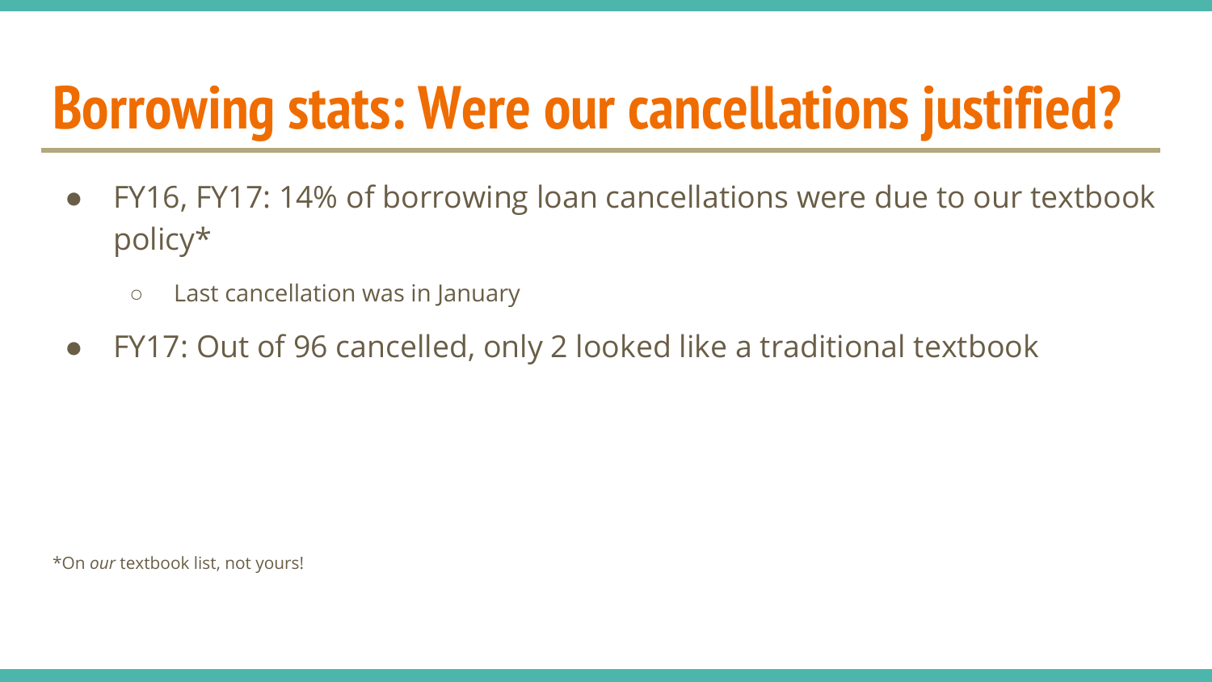# Borrowing stats: Were our cancellations justified?

- FY16, FY17: 14% of borrowing loan cancellations were due to our textbook policy*
  - Last cancellation was in January
- FY17: Out of 96 cancelled, only 2 looked like a traditional textbook

*On *our* textbook list, not yours!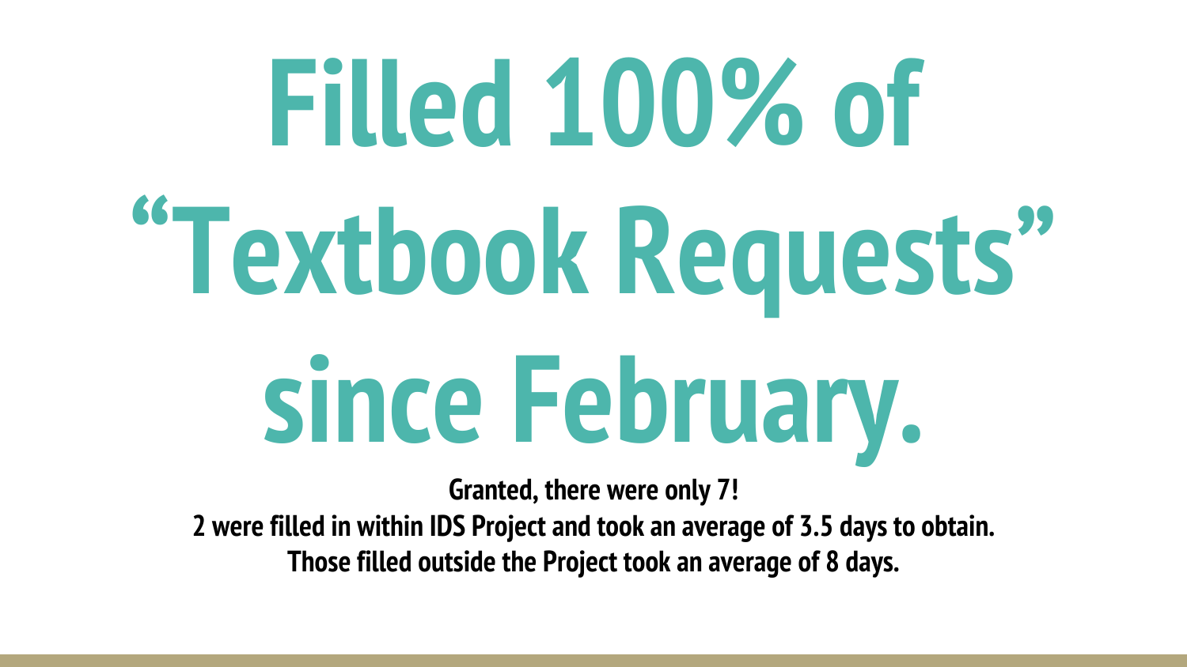# Filled 100% of "Textbook Requests" since February.

**Granted, there were only 7!**
**2 were filled in within IDS Project and took an average of 3.5 days to obtain.**
**Those filled outside the Project took an average of 8 days.**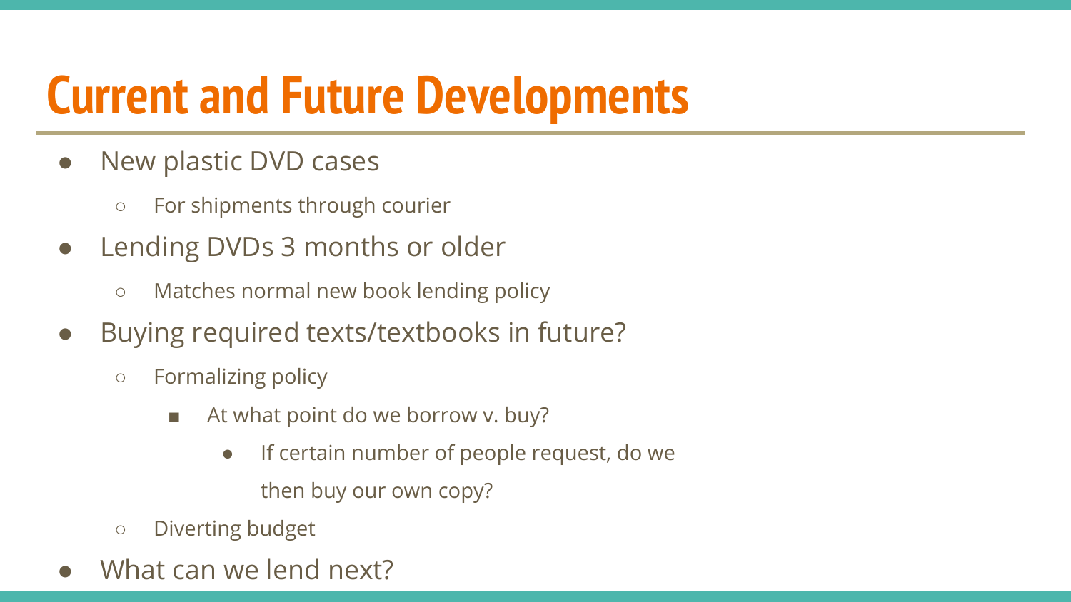# Current and Future Developments

- New plastic DVD cases
  - For shipments through courier
- Lending DVDs 3 months or older
  - Matches normal new book lending policy
- Buying required texts/textbooks in future?
  - Formalizing policy
    - At what point do we borrow v. buy?
      - If certain number of people request, do we then buy our own copy?
  - Diverting budget
- What can we lend next?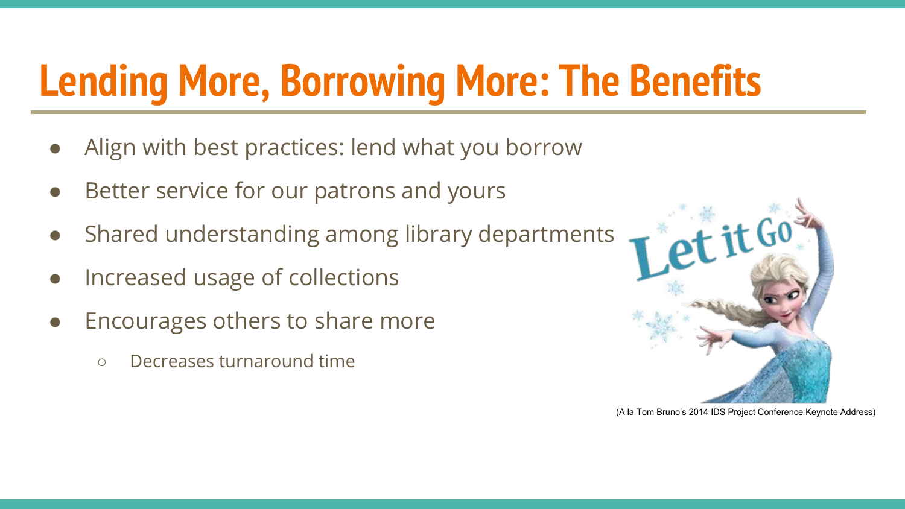# Lending More, Borrowing More: The Benefits

- Align with best practices: lend what you borrow
- Better service for our patrons and yours
- Shared understanding among library departments
- Increased usage of collections
- Encourages others to share more
  - Decreases turnaround time

(A la Tom Bruno's 2014 IDS Project Conference Keynote Address)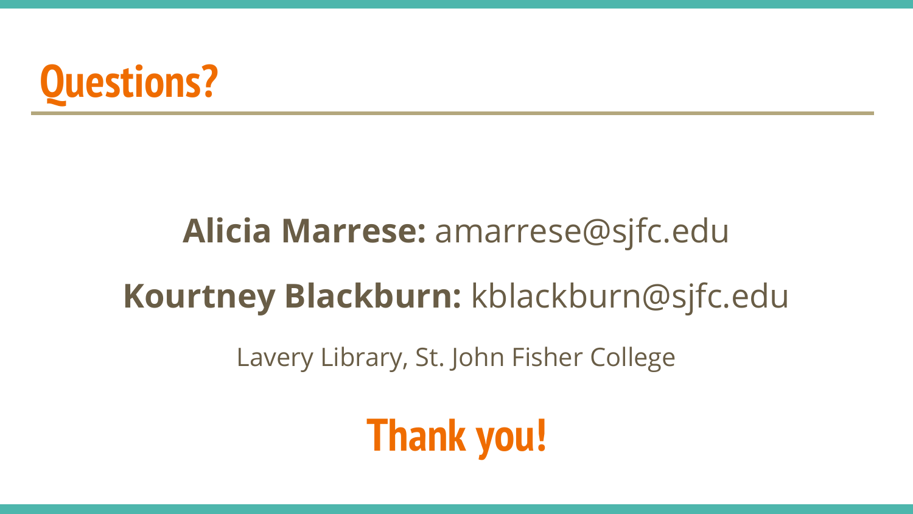# Questions?

**Alicia Marrese:** amarrese@sjfc.edu

**Kourtney Blackburn:** kblackburn@sjfc.edu

Lavery Library, St. John Fisher College

## Thank you!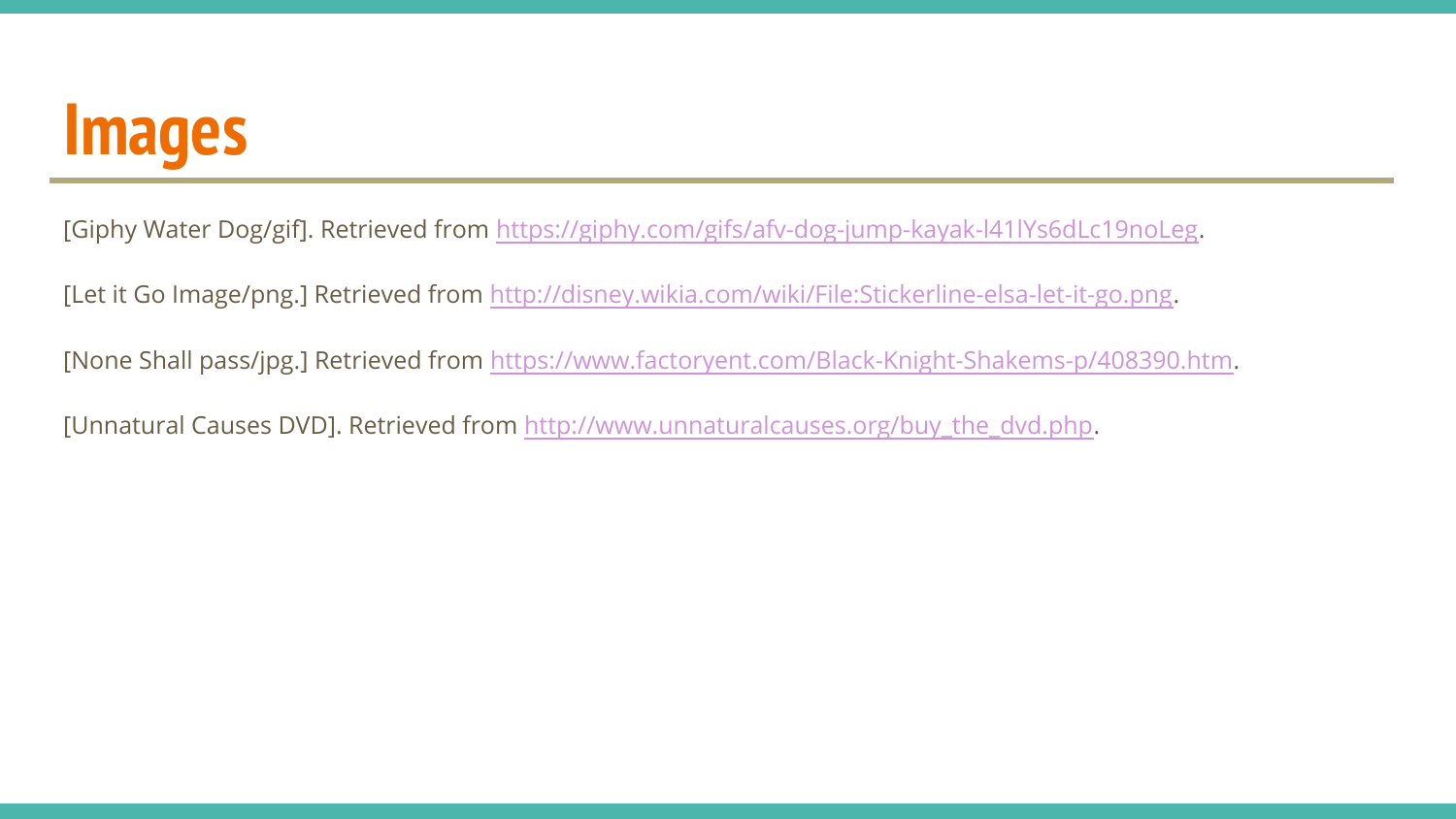# Images

[Giphy Water Dog/gif]. Retrieved from https://giphy.com/gifs/afv-dog-jump-kayak-l41lYs6dLc19noLeg.

[Let it Go Image/png.] Retrieved from http://disney.wikia.com/wiki/File:Stickerline-elsa-let-it-go.png.

[None Shall pass/jpg.] Retrieved from https://www.factoryent.com/Black-Knight-Shakems-p/408390.htm.

[Unnatural Causes DVD]. Retrieved from http://www.unnaturalcauses.org/buy_the_dvd.php.